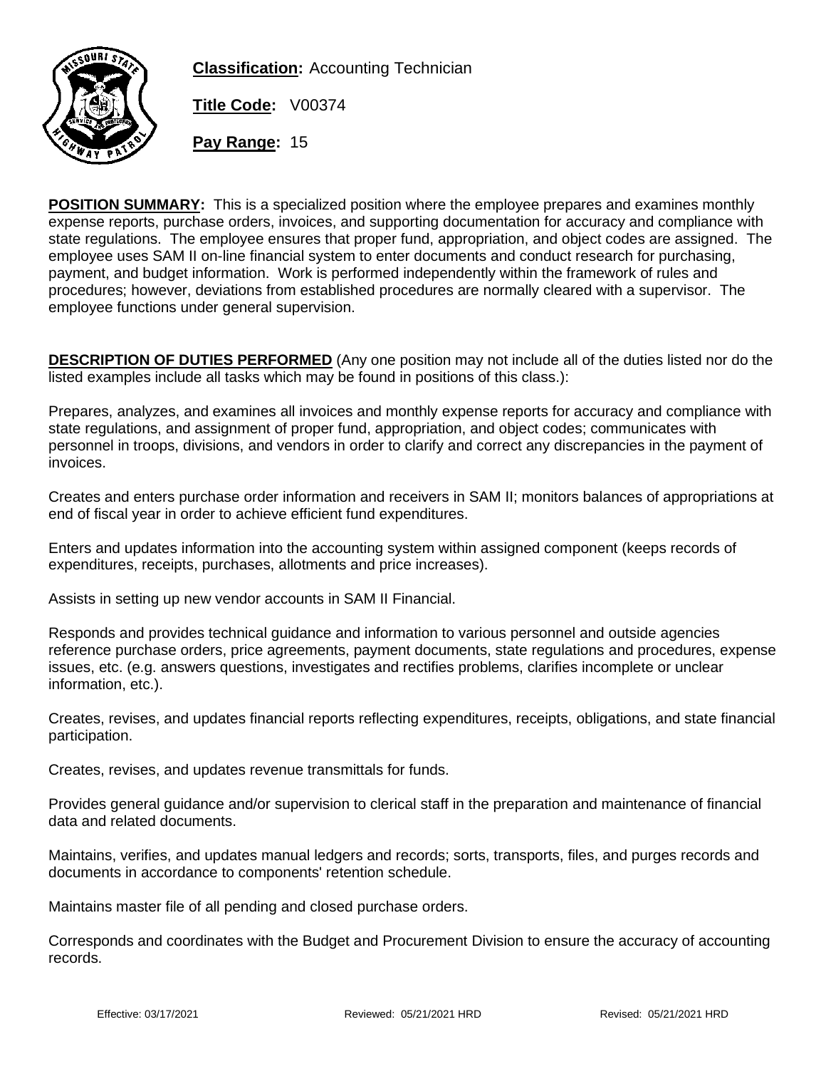**Classification:** Accounting Technician

**Title Code:** V00374

**Pay Range:** 15

**POSITION SUMMARY:** This is a specialized position where the employee prepares and examines monthly expense reports, purchase orders, invoices, and supporting documentation for accuracy and compliance with state regulations. The employee ensures that proper fund, appropriation, and object codes are assigned. The employee uses SAM II on-line financial system to enter documents and conduct research for purchasing, payment, and budget information. Work is performed independently within the framework of rules and procedures; however, deviations from established procedures are normally cleared with a supervisor. The employee functions under general supervision.

**DESCRIPTION OF DUTIES PERFORMED** (Any one position may not include all of the duties listed nor do the listed examples include all tasks which may be found in positions of this class.):

Prepares, analyzes, and examines all invoices and monthly expense reports for accuracy and compliance with state regulations, and assignment of proper fund, appropriation, and object codes; communicates with personnel in troops, divisions, and vendors in order to clarify and correct any discrepancies in the payment of invoices.

Creates and enters purchase order information and receivers in SAM II; monitors balances of appropriations at end of fiscal year in order to achieve efficient fund expenditures.

Enters and updates information into the accounting system within assigned component (keeps records of expenditures, receipts, purchases, allotments and price increases).

Assists in setting up new vendor accounts in SAM II Financial.

Responds and provides technical guidance and information to various personnel and outside agencies reference purchase orders, price agreements, payment documents, state regulations and procedures, expense issues, etc. (e.g. answers questions, investigates and rectifies problems, clarifies incomplete or unclear information, etc.).

Creates, revises, and updates financial reports reflecting expenditures, receipts, obligations, and state financial participation.

Creates, revises, and updates revenue transmittals for funds.

Provides general guidance and/or supervision to clerical staff in the preparation and maintenance of financial data and related documents.

Maintains, verifies, and updates manual ledgers and records; sorts, transports, files, and purges records and documents in accordance to components' retention schedule.

Maintains master file of all pending and closed purchase orders.

Corresponds and coordinates with the Budget and Procurement Division to ensure the accuracy of accounting records.

Effective: 03/17/2021 Reviewed: 05/21/2021 HRD Revised: 05/21/2021 HRD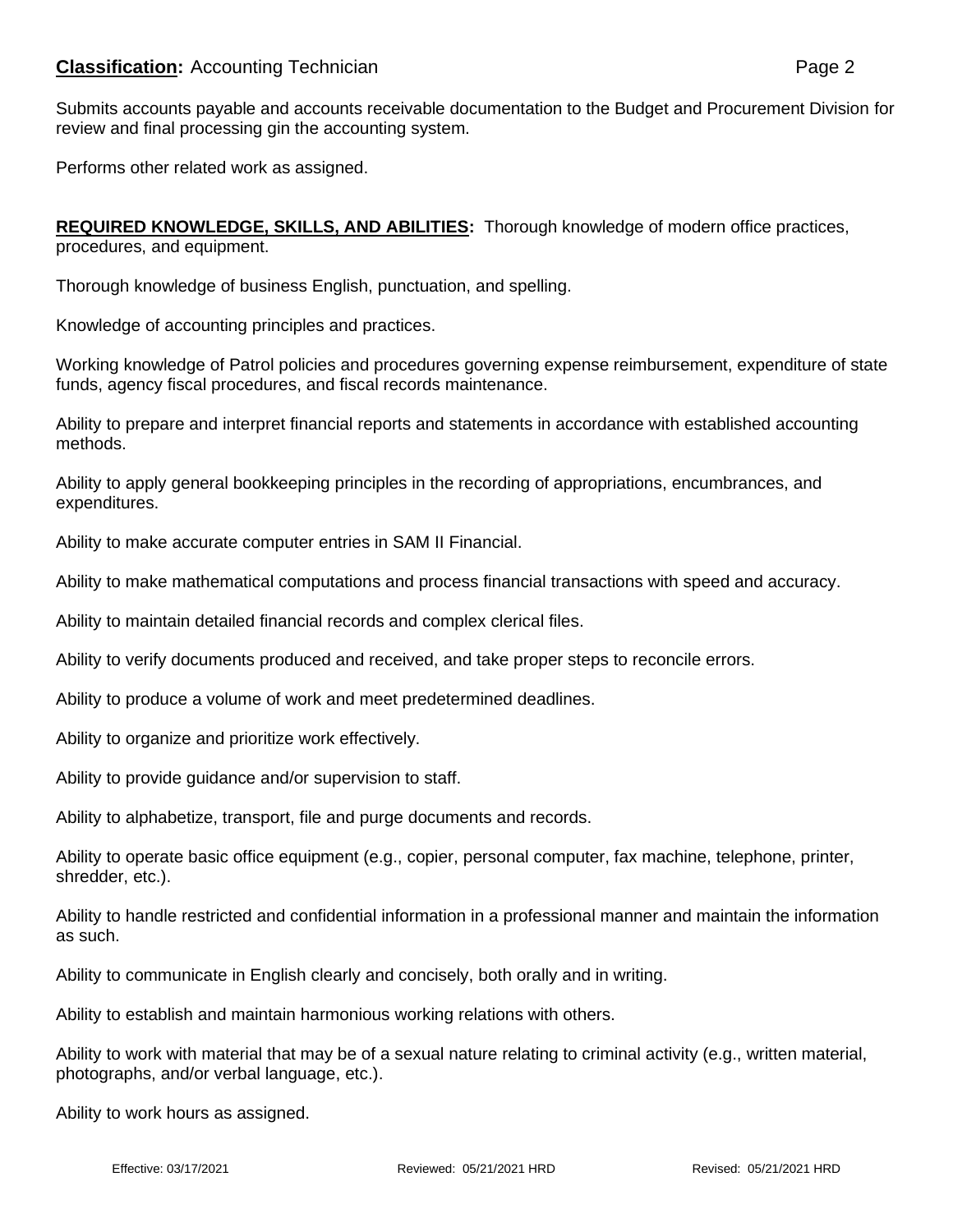Submits accounts payable and accounts receivable documentation to the Budget and Procurement Division for review and final processing gin the accounting system.

Performs other related work as assigned.

**REQUIRED KNOWLEDGE, SKILLS, AND ABILITIES:** Thorough knowledge of modern office practices, procedures, and equipment.

Thorough knowledge of business English, punctuation, and spelling.

Knowledge of accounting principles and practices.

Working knowledge of Patrol policies and procedures governing expense reimbursement, expenditure of state funds, agency fiscal procedures, and fiscal records maintenance.

Ability to prepare and interpret financial reports and statements in accordance with established accounting methods.

Ability to apply general bookkeeping principles in the recording of appropriations, encumbrances, and expenditures.

Ability to make accurate computer entries in SAM II Financial.

Ability to make mathematical computations and process financial transactions with speed and accuracy.

Ability to maintain detailed financial records and complex clerical files.

Ability to verify documents produced and received, and take proper steps to reconcile errors.

Ability to produce a volume of work and meet predetermined deadlines.

Ability to organize and prioritize work effectively.

Ability to provide guidance and/or supervision to staff.

Ability to alphabetize, transport, file and purge documents and records.

Ability to operate basic office equipment (e.g., copier, personal computer, fax machine, telephone, printer, shredder, etc.).

Ability to handle restricted and confidential information in a professional manner and maintain the information as such.

Ability to communicate in English clearly and concisely, both orally and in writing.

Ability to establish and maintain harmonious working relations with others.

Ability to work with material that may be of a sexual nature relating to criminal activity (e.g., written material, photographs, and/or verbal language, etc.).

Ability to work hours as assigned.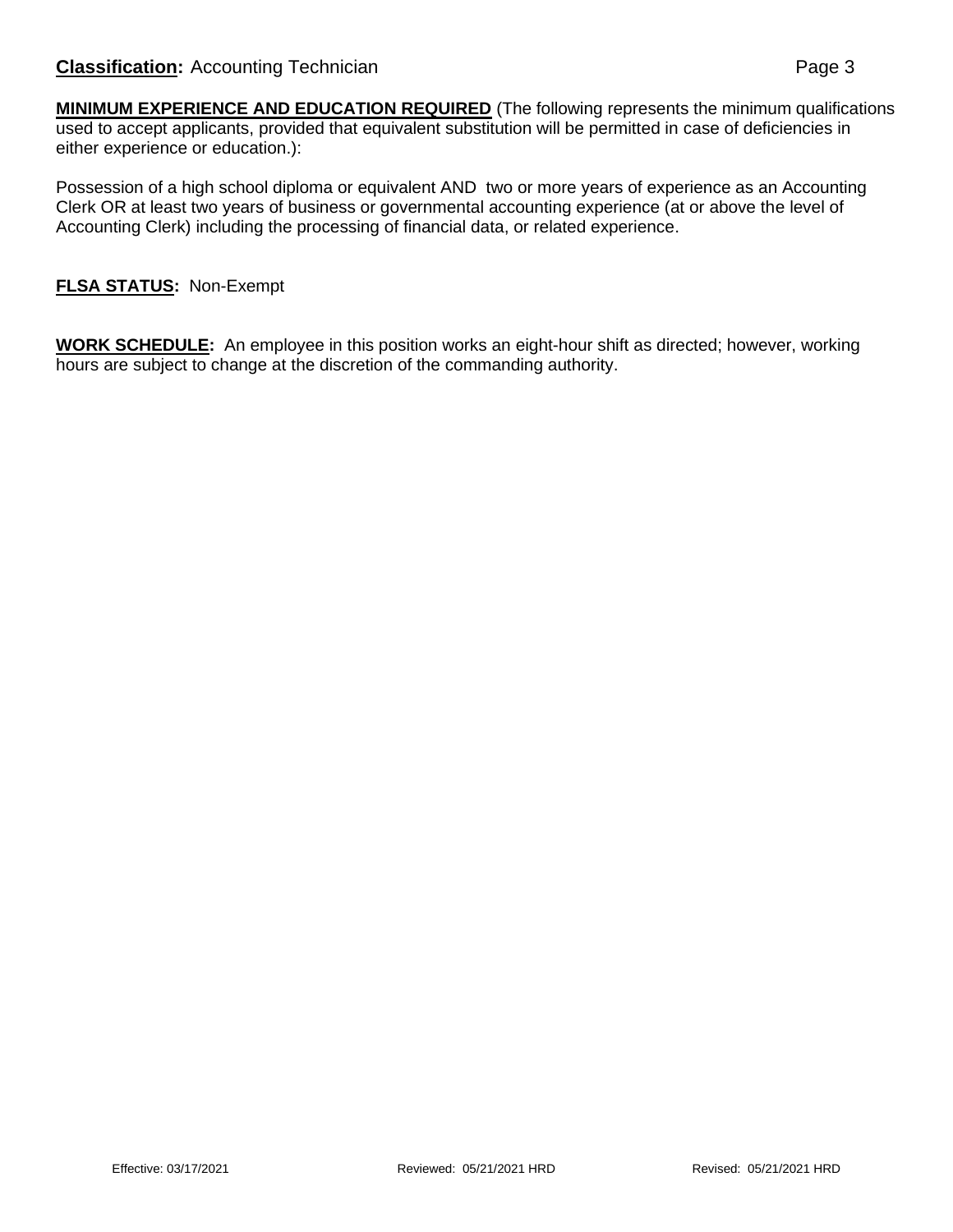**MINIMUM EXPERIENCE AND EDUCATION REQUIRED** (The following represents the minimum qualifications used to accept applicants, provided that equivalent substitution will be permitted in case of deficiencies in either experience or education.):

Possession of a high school diploma or equivalent AND two or more years of experience as an Accounting Clerk OR at least two years of business or governmental accounting experience (at or above the level of Accounting Clerk) including the processing of financial data, or related experience.

**FLSA STATUS:** Non-Exempt

**WORK SCHEDULE:** An employee in this position works an eight-hour shift as directed; however, working hours are subject to change at the discretion of the commanding authority.

Effective: 03/17/2021 Reviewed: 05/21/2021 HRD Revised: 05/21/2021 HRD